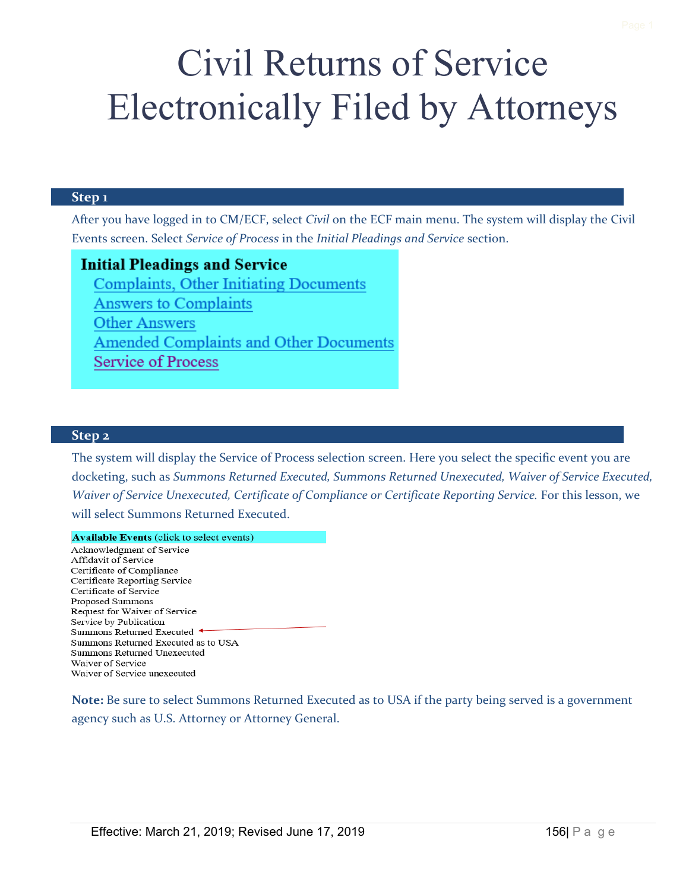# Civil Returns of Service Electronically Filed by Attorneys

## Step 1

After you have logged in to CM/ECF, select *Civil* on the ECF main menu. The system will display the Civil Events screen. Select *Service of Process* in the *Initial Pleadings and Service* section.

**Initial Pleadings and Service**

- Complaints, Other Initiating Documents
- Answers to Complaints
- Other Answers
- Amended Complaints and Other Documents
- Service of Process

## Step 2

The system will display the Service of Process selection screen. Here you select the specific event you are docketing, such as *Summons Returned Executed, Summons Returned Unexecuted, Waiver of Service Executed, Waiver of Service Unexecuted, Certificate of Compliance or Certificate Reporting Service.* For this lesson, we will select Summons Returned Executed.

**Available Events** (click to select events)

- Acknowledgment of Service
- Affidavit of Service
- Certificate of Compliance
- Certificate Reporting Service
- Certificate of Service
- Proposed Summons
- Request for Waiver of Service
- Service by Publication
- Summons Returned Executed
- Summons Returned Executed as to USA
- Summons Returned Unexecuted
- Waiver of Service
- Waiver of Service unexecuted

**Note:** Be sure to select Summons Returned Executed as to USA if the party being served is a government agency such as U.S. Attorney or Attorney General.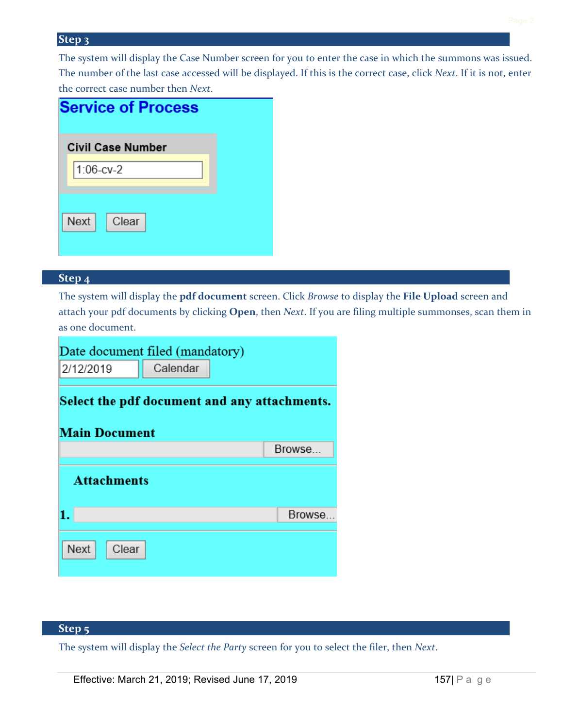## Step 3

The system will display the Case Number screen for you to enter the case in which the summons was issued. The number of the last case accessed will be displayed. If this is the correct case, click *Next*. If it is not, enter the correct case number then *Next*.

**Service of Process**

**Civil Case Number**

1:06-cv-2

Next Clear

## Step 4

The system will display the **pdf document** screen. Click *Browse* to display the **File Upload** screen and attach your pdf documents by clicking **Open**, then *Next*. If you are filing multiple summonses, scan them in as one document.

Date document filed (mandatory)

2/12/2019 Calendar

**Select the pdf document and any attachments.**

**Main Document**

Browse...

**Attachments**

**1.** Browse...

Next Clear

## Step 5

The system will display the *Select the Party* screen for you to select the filer, then *Next*.

Effective: March 21, 2019; Revised June 17, 2019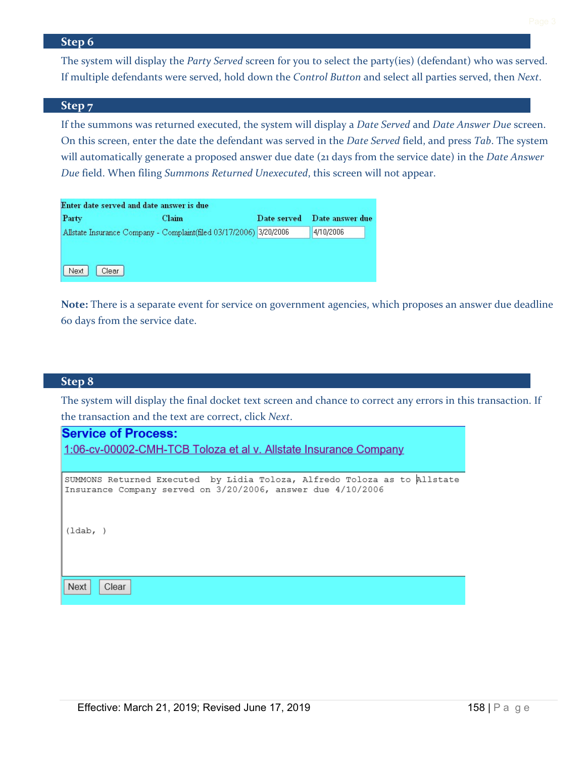## Step 6

The system will display the *Party Served* screen for you to select the party(ies) (defendant) who was served. If multiple defendants were served, hold down the *Control Button* and select all parties served, then *Next*.

## Step 7

If the summons was returned executed, the system will display a *Date Served* and *Date Answer Due* screen. On this screen, enter the date the defendant was served in the *Date Served* field, and press *Tab*. The system will automatically generate a proposed answer due date (21 days from the service date) in the *Date Answer Due* field. When filing *Summons Returned Unexecuted*, this screen will not appear.

Enter date served and date answer is due

| Party | Claim | Date served | Date answer due |
|---|---|---|---|
| Allstate Insurance Company - | Complaint(filed 03/17/2006) | 3/20/2006 | 4/10/2006 |

Next Clear

**Note:** There is a separate event for service on government agencies, which proposes an answer due deadline 60 days from the service date.

## Step 8

The system will display the final docket text screen and chance to correct any errors in this transaction. If the transaction and the text are correct, click *Next*.

**Service of Process:**

1:06-cv-00002-CMH-TCB Toloza et al v. Allstate Insurance Company

```
SUMMONS Returned Executed  by Lidia Toloza, Alfredo Toloza as to Allstate
Insurance Company served on 3/20/2006, answer due 4/10/2006


(ldab, )
```

Next Clear

Effective: March 21, 2019; Revised June 17, 2019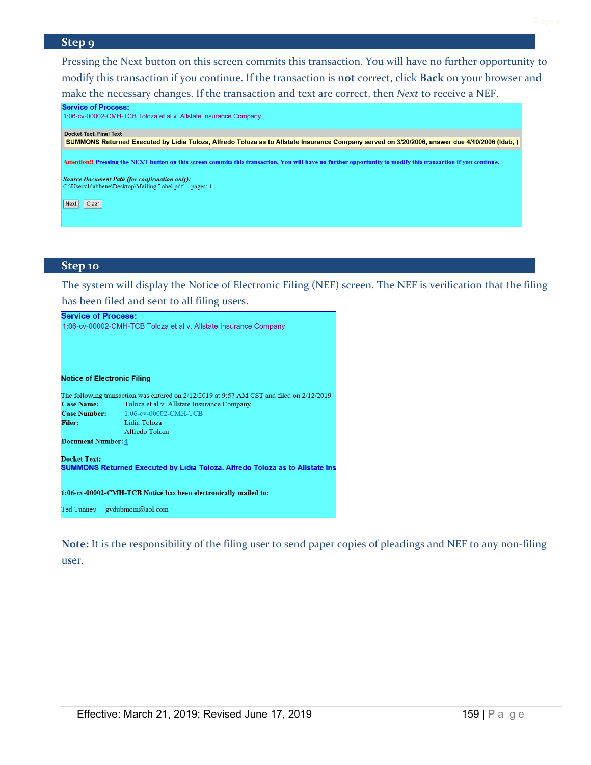## Step 9

Pressing the Next button on this screen commits this transaction. You will have no further opportunity to modify this transaction if you continue. If the transaction is **not** correct, click **Back** on your browser and make the necessary changes. If the transaction and text are correct, then *Next* to receive a NEF.

**Service of Process:**
1:06-cv-00002-CMH-TCB Toloza et al v. Allstate Insurance Company

**Docket Text: Final Text**
**SUMMONS Returned Executed by Lidia Toloza, Alfredo Toloza as to Allstate Insurance Company served on 3/20/2006, answer due 4/10/2006 (ldab, )**

**Attention!! Pressing the NEXT button on this screen commits this transaction. You will have no further opportunity to modify this transaction if you continue.**

***Source Document Path (for confirmation only):***
C:\Users\ldabbene\Desktop\Mailing Label.pdf pages: 1

Next Clear

## Step 10

The system will display the Notice of Electronic Filing (NEF) screen. The NEF is verification that the filing has been filed and sent to all filing users.

**Service of Process:**
1:06-cv-00002-CMH-TCB Toloza et al v. Allstate Insurance Company

**Notice of Electronic Filing**

The following transaction was entered on 2/12/2019 at 9:57 AM CST and filed on 2/12/2019

**Case Name:** Toloza et al v. Allstate Insurance Company
**Case Number:** 1:06-cv-00002-CMH-TCB
**Filer:** Lidia Toloza
Alfredo Toloza
**Document Number:** 4

**Docket Text:**
**SUMMONS Returned Executed by Lidia Toloza, Alfredo Toloza as to Allstate Ins**

**1:06-cv-00002-CMH-TCB Notice has been electronically mailed to:**

Ted Tunney gvdubmom@aol.com

**Note:** It is the responsibility of the filing user to send paper copies of pleadings and NEF to any non-filing user.